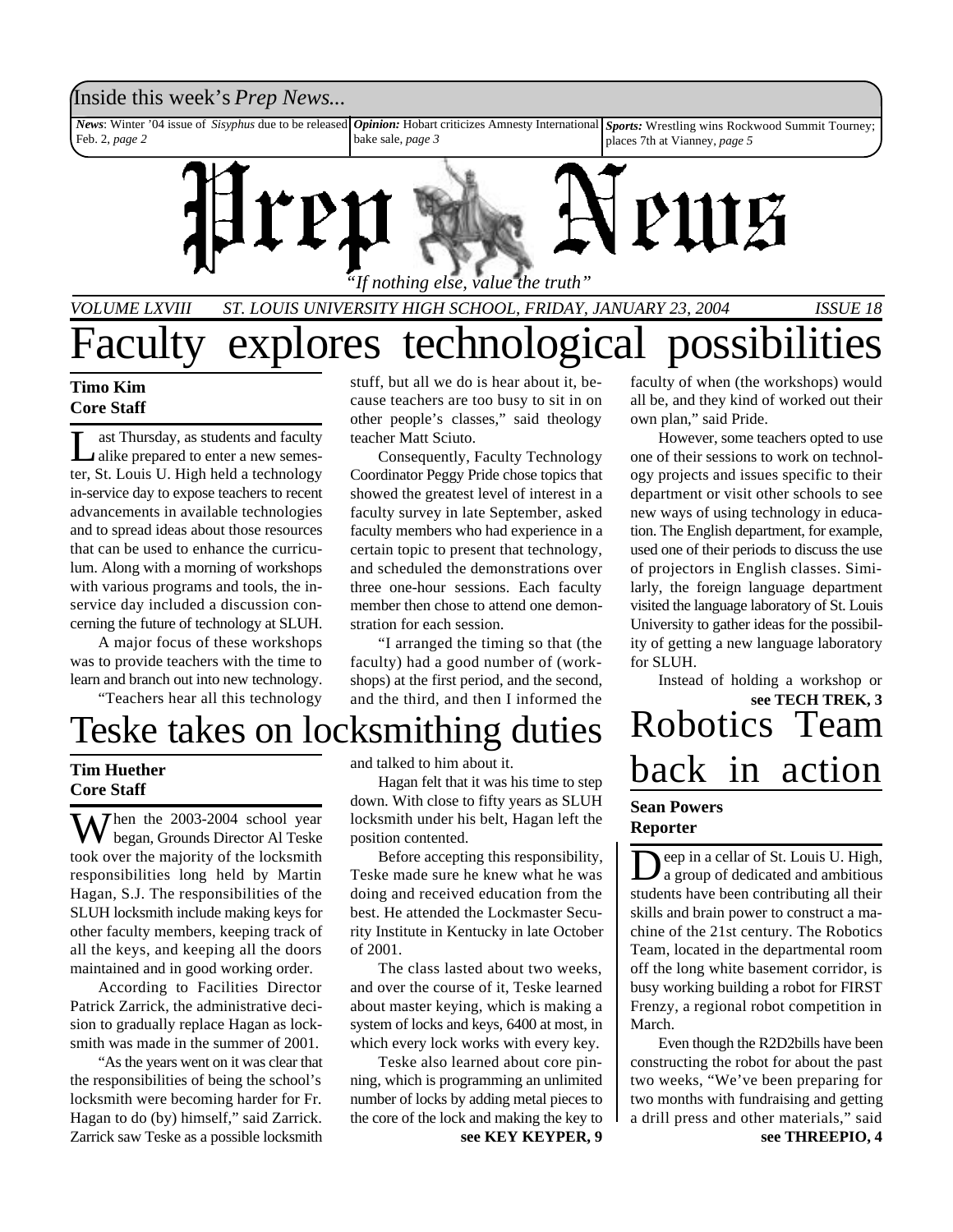Inside this week's *Prep News...*

*News*: Winter '04 issue of *Sisyphus* due to be released Feb. 2, *page 2*

*Opinion:* Hobart criticizes Amnesty International bake sale, *page 3*

*Sports:* Wrestling wins Rockwood Summit Tourney; places 7th at Vianney, *page 5*

# Prep News

*"If nothing else, value the truth"*

*VOLUME LXVIII — ST. LOUIS UNIVERSITY HIGH SCHOOL, FRIDAY, JANUARY 23, 2004 — ISSUE 18*

# Faculty explores technological possibilities

**Timo Kim**
**Core Staff**

Last Thursday, as students and faculty alike prepared to enter a new semester, St. Louis U. High held a technology in-service day to expose teachers to recent advancements in available technologies and to spread ideas about those resources that can be used to enhance the curriculum. Along with a morning of workshops with various programs and tools, the in-service day included a discussion concerning the future of technology at SLUH.

A major focus of these workshops was to provide teachers with the time to learn and branch out into new technology.

"Teachers hear all this technology stuff, but all we do is hear about it, because teachers are too busy to sit in on other people's classes," said theology teacher Matt Sciuto.

Consequently, Faculty Technology Coordinator Peggy Pride chose topics that showed the greatest level of interest in a faculty survey in late September, asked faculty members who had experience in a certain topic to present that technology, and scheduled the demonstrations over three one-hour sessions. Each faculty member then chose to attend one demonstration for each session.

"I arranged the timing so that (the faculty) had a good number of (workshops) at the first period, and the second, and the third, and then I informed the faculty of when (the workshops) would all be, and they kind of worked out their own plan," said Pride.

However, some teachers opted to use one of their sessions to work on technology projects and issues specific to their department or visit other schools to see new ways of using technology in education. The English department, for example, used one of their periods to discuss the use of projectors in English classes. Similarly, the foreign language department visited the language laboratory of St. Louis University to gather ideas for the possibility of getting a new language laboratory for SLUH.

Instead of holding a workshop or

**see TECH TREK, 3**

# Teske takes on locksmithing duties

**Tim Huether**
**Core Staff**

When the 2003-2004 school year began, Grounds Director Al Teske took over the majority of the locksmith responsibilities long held by Martin Hagan, S.J. The responsibilities of the SLUH locksmith include making keys for other faculty members, keeping track of all the keys, and keeping all the doors maintained and in good working order.

According to Facilities Director Patrick Zarrick, the administrative decision to gradually replace Hagan as locksmith was made in the summer of 2001.

"As the years went on it was clear that the responsibilities of being the school's locksmith were becoming harder for Fr. Hagan to do (by) himself," said Zarrick. Zarrick saw Teske as a possible locksmith and talked to him about it.

Hagan felt that it was his time to step down. With close to fifty years as SLUH locksmith under his belt, Hagan left the position contented.

Before accepting this responsibility, Teske made sure he knew what he was doing and received education from the best. He attended the Lockmaster Security Institute in Kentucky in late October of 2001.

The class lasted about two weeks, and over the course of it, Teske learned about master keying, which is making a system of locks and keys, 6400 at most, in which every lock works with every key.

Teske also learned about core pinning, which is programming an unlimited number of locks by adding metal pieces to the core of the lock and making the key to

**see KEY KEYPER, 9**

# Robotics Team back in action

**Sean Powers**
**Reporter**

Deep in a cellar of St. Louis U. High, a group of dedicated and ambitious students have been contributing all their skills and brain power to construct a machine of the 21st century. The Robotics Team, located in the departmental room off the long white basement corridor, is busy working building a robot for FIRST Frenzy, a regional robot competition in March.

Even though the R2D2bills have been constructing the robot for about the past two weeks, "We've been preparing for two months with fundraising and getting a drill press and other materials," said

**see THREEPIO, 4**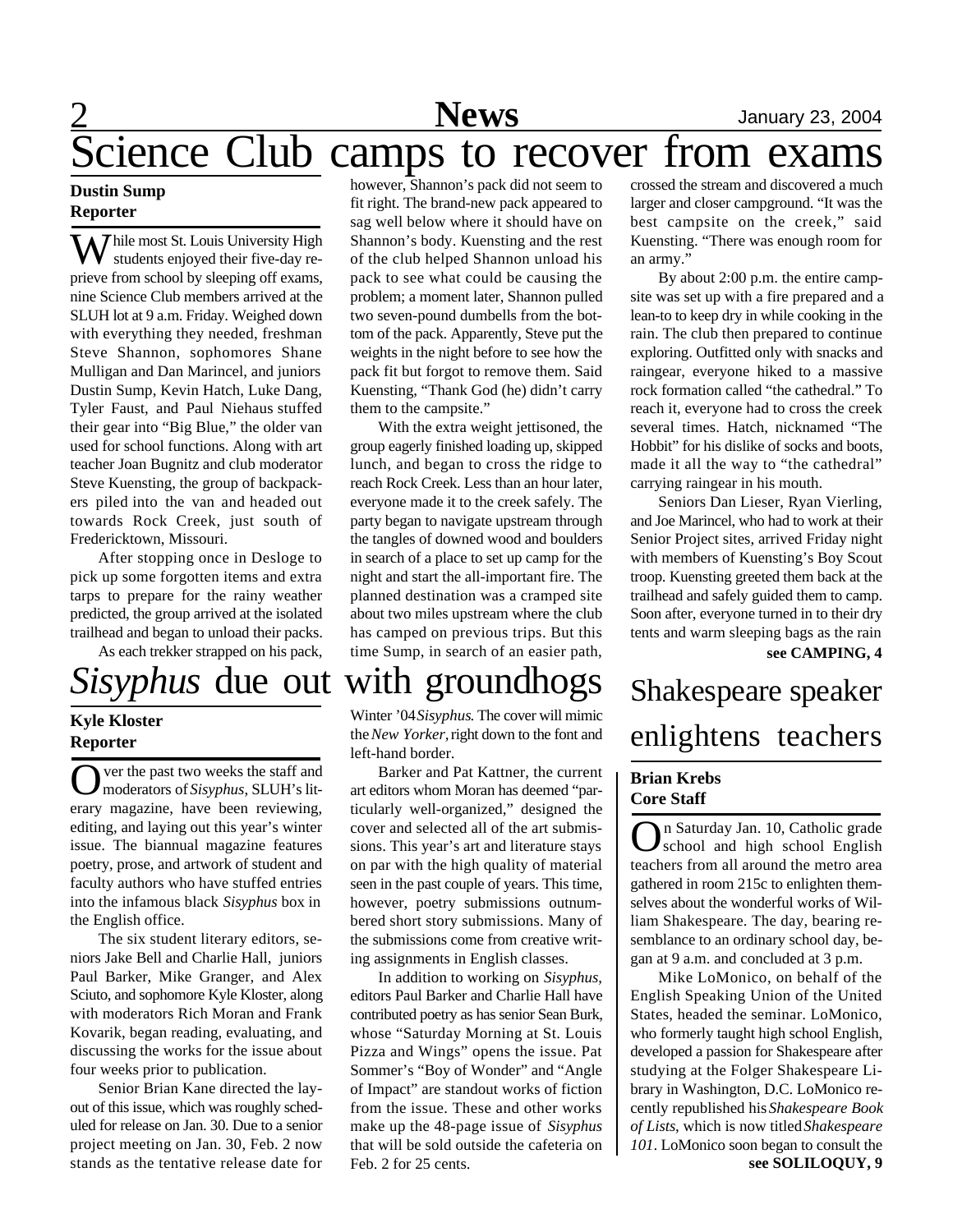# Science Club camps to recover from exams

**Dustin Sump**
**Reporter**

While most St. Louis University High students enjoyed their five-day reprieve from school by sleeping off exams, nine Science Club members arrived at the SLUH lot at 9 a.m. Friday. Weighed down with everything they needed, freshman Steve Shannon, sophomores Shane Mulligan and Dan Marincel, and juniors Dustin Sump, Kevin Hatch, Luke Dang, Tyler Faust, and Paul Niehaus stuffed their gear into "Big Blue," the older van used for school functions. Along with art teacher Joan Bugnitz and club moderator Steve Kuensting, the group of backpackers piled into the van and headed out towards Rock Creek, just south of Fredericktown, Missouri.

After stopping once in Desloge to pick up some forgotten items and extra tarps to prepare for the rainy weather predicted, the group arrived at the isolated trailhead and began to unload their packs.

As each trekker strapped on his pack, however, Shannon's pack did not seem to fit right. The brand-new pack appeared to sag well below where it should have on Shannon's body. Kuensting and the rest of the club helped Shannon unload his pack to see what could be causing the problem; a moment later, Shannon pulled two seven-pound dumbells from the bottom of the pack. Apparently, Steve put the weights in the night before to see how the pack fit but forgot to remove them. Said Kuensting, "Thank God (he) didn't carry them to the campsite."

With the extra weight jettisoned, the group eagerly finished loading up, skipped lunch, and began to cross the ridge to reach Rock Creek. Less than an hour later, everyone made it to the creek safely. The party began to navigate upstream through the tangles of downed wood and boulders in search of a place to set up camp for the night and start the all-important fire. The planned destination was a cramped site about two miles upstream where the club has camped on previous trips. But this time Sump, in search of an easier path, crossed the stream and discovered a much larger and closer campground. "It was the best campsite on the creek," said Kuensting. "There was enough room for an army."

By about 2:00 p.m. the entire campsite was set up with a fire prepared and a lean-to to keep dry in while cooking in the rain. The club then prepared to continue exploring. Outfitted only with snacks and raingear, everyone hiked to a massive rock formation called "the cathedral." To reach it, everyone had to cross the creek several times. Hatch, nicknamed "The Hobbit" for his dislike of socks and boots, made it all the way to "the cathedral" carrying raingear in his mouth.

Seniors Dan Lieser, Ryan Vierling, and Joe Marincel, who had to work at their Senior Project sites, arrived Friday night with members of Kuensting's Boy Scout troop. Kuensting greeted them back at the trailhead and safely guided them to camp. Soon after, everyone turned in to their dry tents and warm sleeping bags as the rain

**see CAMPING, 4**

# *Sisyphus* due out with groundhogs

**Kyle Kloster**
**Reporter**

Over the past two weeks the staff and moderators of *Sisyphus*, SLUH's literary magazine, have been reviewing, editing, and laying out this year's winter issue. The biannual magazine features poetry, prose, and artwork of student and faculty authors who have stuffed entries into the infamous black *Sisyphus* box in the English office.

The six student literary editors, seniors Jake Bell and Charlie Hall, juniors Paul Barker, Mike Granger, and Alex Sciuto, and sophomore Kyle Kloster, along with moderators Rich Moran and Frank Kovarik, began reading, evaluating, and discussing the works for the issue about four weeks prior to publication.

Senior Brian Kane directed the layout of this issue, which was roughly scheduled for release on Jan. 30. Due to a senior project meeting on Jan. 30, Feb. 2 now stands as the tentative release date for Winter '04 *Sisyphus*. The cover will mimic the *New Yorker*, right down to the font and left-hand border.

Barker and Pat Kattner, the current art editors whom Moran has deemed "particularly well-organized," designed the cover and selected all of the art submissions. This year's art and literature stays on par with the high quality of material seen in the past couple of years. This time, however, poetry submissions outnumbered short story submissions. Many of the submissions come from creative writing assignments in English classes.

In addition to working on *Sisyphus*, editors Paul Barker and Charlie Hall have contributed poetry as has senior Sean Burk, whose "Saturday Morning at St. Louis Pizza and Wings" opens the issue. Pat Sommer's "Boy of Wonder" and "Angle of Impact" are standout works of fiction from the issue. These and other works make up the 48-page issue of *Sisyphus* that will be sold outside the cafeteria on Feb. 2 for 25 cents.

# Shakespeare speaker enlightens teachers

**Brian Krebs**
**Core Staff**

On Saturday Jan. 10, Catholic grade school and high school English teachers from all around the metro area gathered in room 215c to enlighten themselves about the wonderful works of William Shakespeare. The day, bearing resemblance to an ordinary school day, began at 9 a.m. and concluded at 3 p.m.

Mike LoMonico, on behalf of the English Speaking Union of the United States, headed the seminar. LoMonico, who formerly taught high school English, developed a passion for Shakespeare after studying at the Folger Shakespeare Library in Washington, D.C. LoMonico recently republished his *Shakespeare Book of Lists*, which is now titled *Shakespeare 101*. LoMonico soon began to consult the

**see SOLILOQUY, 9**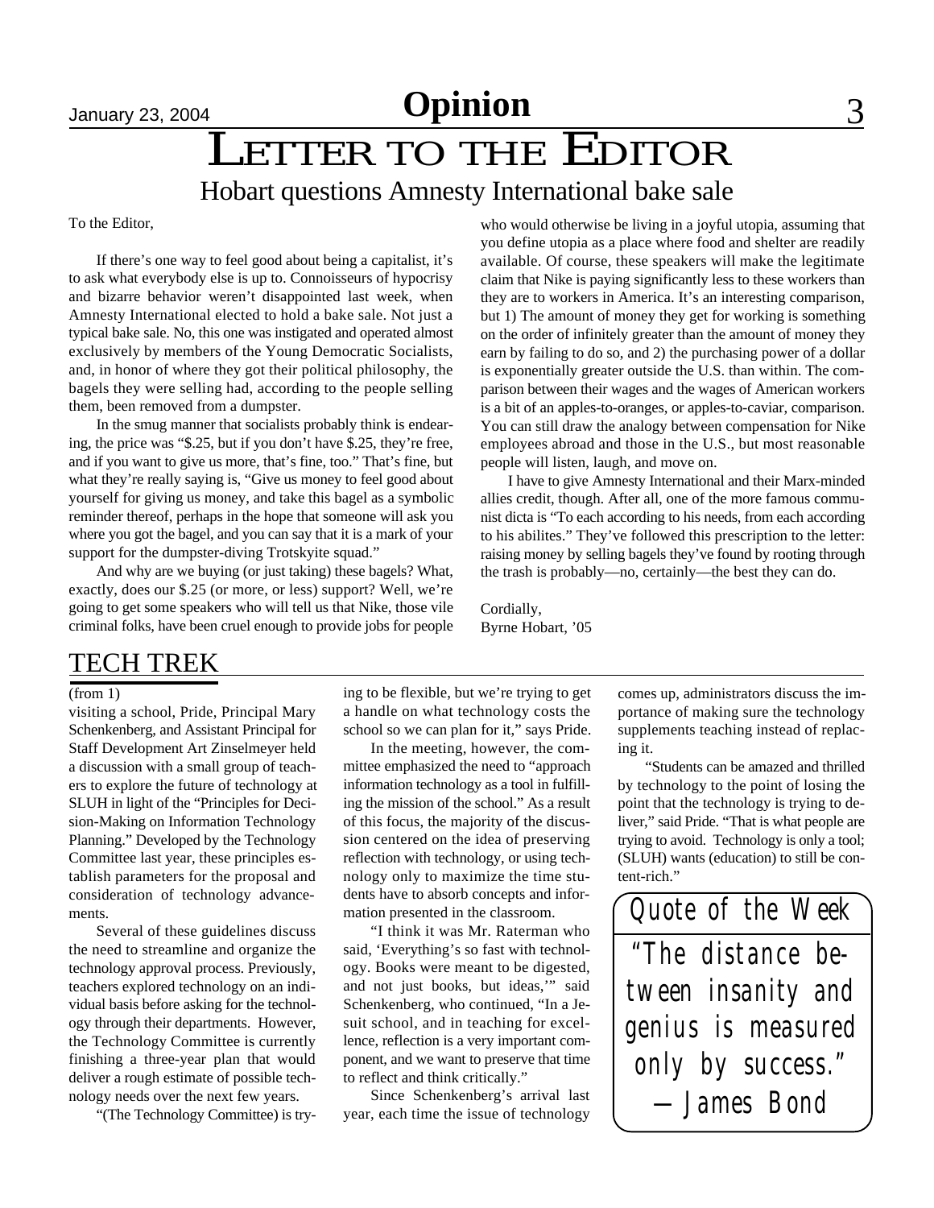# Letter to the Editor

## Hobart questions Amnesty International bake sale

To the Editor,

If there's one way to feel good about being a capitalist, it's to ask what everybody else is up to. Connoisseurs of hypocrisy and bizarre behavior weren't disappointed last week, when Amnesty International elected to hold a bake sale. Not just a typical bake sale. No, this one was instigated and operated almost exclusively by members of the Young Democratic Socialists, and, in honor of where they got their political philosophy, the bagels they were selling had, according to the people selling them, been removed from a dumpster.

In the smug manner that socialists probably think is endearing, the price was "$.25, but if you don't have $.25, they're free, and if you want to give us more, that's fine, too." That's fine, but what they're really saying is, "Give us money to feel good about yourself for giving us money, and take this bagel as a symbolic reminder thereof, perhaps in the hope that someone will ask you where you got the bagel, and you can say that it is a mark of your support for the dumpster-diving Trotskyite squad."

And why are we buying (or just taking) these bagels? What, exactly, does our $.25 (or more, or less) support? Well, we're going to get some speakers who will tell us that Nike, those vile criminal folks, have been cruel enough to provide jobs for people who would otherwise be living in a joyful utopia, assuming that you define utopia as a place where food and shelter are readily available. Of course, these speakers will make the legitimate claim that Nike is paying significantly less to these workers than they are to workers in America. It's an interesting comparison, but 1) The amount of money they get for working is something on the order of infinitely greater than the amount of money they earn by failing to do so, and 2) the purchasing power of a dollar is exponentially greater outside the U.S. than within. The comparison between their wages and the wages of American workers is a bit of an apples-to-oranges, or apples-to-caviar, comparison. You can still draw the analogy between compensation for Nike employees abroad and those in the U.S., but most reasonable people will listen, laugh, and move on.

I have to give Amnesty International and their Marx-minded allies credit, though. After all, one of the more famous communist dicta is "To each according to his needs, from each according to his abilites." They've followed this prescription to the letter: raising money by selling bagels they've found by rooting through the trash is probably—no, certainly—the best they can do.

Cordially,
Byrne Hobart, '05

## TECH TREK

(from 1)

visiting a school, Pride, Principal Mary Schenkenberg, and Assistant Principal for Staff Development Art Zinselmeyer held a discussion with a small group of teachers to explore the future of technology at SLUH in light of the "Principles for Decision-Making on Information Technology Planning." Developed by the Technology Committee last year, these principles establish parameters for the proposal and consideration of technology advancements.

Several of these guidelines discuss the need to streamline and organize the technology approval process. Previously, teachers explored technology on an individual basis before asking for the technology through their departments. However, the Technology Committee is currently finishing a three-year plan that would deliver a rough estimate of possible technology needs over the next few years.

"(The Technology Committee) is trying to be flexible, but we're trying to get a handle on what technology costs the school so we can plan for it," says Pride.

In the meeting, however, the committee emphasized the need to "approach information technology as a tool in fulfilling the mission of the school." As a result of this focus, the majority of the discussion centered on the idea of preserving reflection with technology, or using technology only to maximize the time students have to absorb concepts and information presented in the classroom.

"I think it was Mr. Raterman who said, 'Everything's so fast with technology. Books were meant to be digested, and not just books, but ideas,'" said Schenkenberg, who continued, "In a Jesuit school, and in teaching for excellence, reflection is a very important component, and we want to preserve that time to reflect and think critically."

Since Schenkenberg's arrival last year, each time the issue of technology comes up, administrators discuss the importance of making sure the technology supplements teaching instead of replacing it.

"Students can be amazed and thrilled by technology to the point of losing the point that the technology is trying to deliver," said Pride. "That is what people are trying to avoid. Technology is only a tool; (SLUH) wants (education) to still be content-rich."

### Quote of the Week

"The distance between insanity and genius is measured only by success."
—James Bond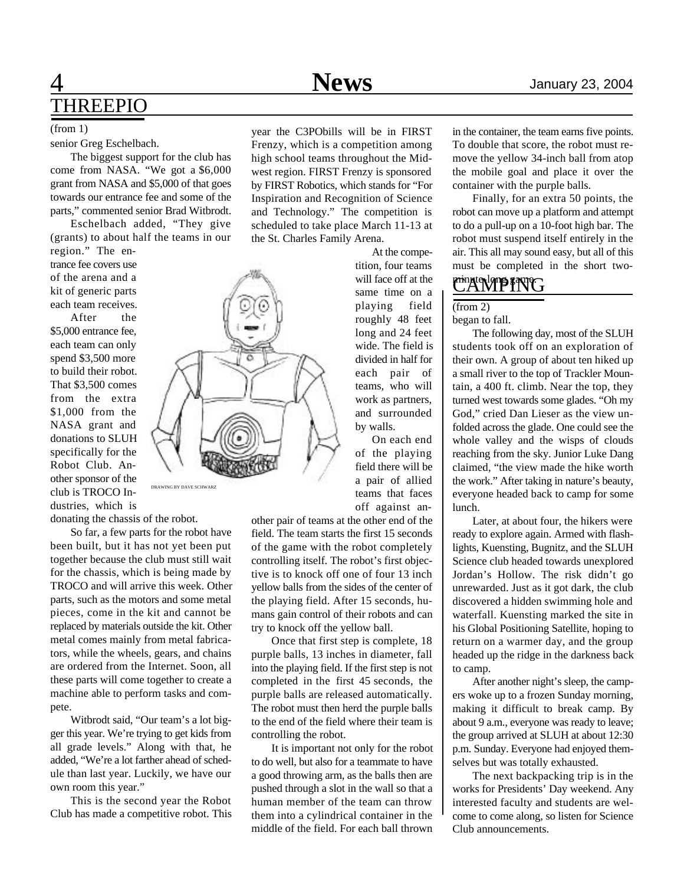# THREEPIO

(from 1)

senior Greg Eschelbach.

The biggest support for the club has come from NASA. "We got a $6,000 grant from NASA and $5,000 of that goes towards our entrance fee and some of the parts," commented senior Brad Witbrodt.

Eschelbach added, "They give (grants) to about half the teams in our region." The entrance fee covers use of the arena and a kit of generic parts each team receives.

After the $5,000 entrance fee, each team can only spend $3,500 more to build their robot. That $3,500 comes from the extra $1,000 from the NASA grant and donations to SLUH specifically for the Robot Club. Another sponsor of the club is TROCO Industries, which is donating the chassis of the robot.

DRAWING BY DAVE SCHWARZ

So far, a few parts for the robot have been built, but it has not yet been put together because the club must still wait for the chassis, which is being made by TROCO and will arrive this week. Other parts, such as the motors and some metal pieces, come in the kit and cannot be replaced by materials outside the kit. Other metal comes mainly from metal fabricators, while the wheels, gears, and chains are ordered from the Internet. Soon, all these parts will come together to create a machine able to perform tasks and compete.

Witbrodt said, "Our team's a lot bigger this year. We're trying to get kids from all grade levels." Along with that, he added, "We're a lot farther ahead of schedule than last year. Luckily, we have our own room this year."

This is the second year the Robot Club has made a competitive robot. This year the C3PObills will be in FIRST Frenzy, which is a competition among high school teams throughout the Midwest region. FIRST Frenzy is sponsored by FIRST Robotics, which stands for "For Inspiration and Recognition of Science and Technology." The competition is scheduled to take place March 11-13 at the St. Charles Family Arena.

At the competition, four teams will face off at the same time on a playing field roughly 48 feet long and 24 feet wide. The field is divided in half for each pair of teams, who will work as partners, and surrounded by walls.

On each end of the playing field there will be a pair of allied teams that faces off against another pair of teams at the other end of the field. The team starts the first 15 seconds of the game with the robot completely controlling itself. The robot's first objective is to knock off one of four 13 inch yellow balls from the sides of the center of the playing field. After 15 seconds, humans gain control of their robots and can try to knock off the yellow ball.

Once that first step is complete, 18 purple balls, 13 inches in diameter, fall into the playing field. If the first step is not completed in the first 45 seconds, the purple balls are released automatically. The robot must then herd the purple balls to the end of the field where their team is controlling the robot.

It is important not only for the robot to do well, but also for a teammate to have a good throwing arm, as the balls then are pushed through a slot in the wall so that a human member of the team can throw them into a cylindrical container in the middle of the field. For each ball thrown in the container, the team earns five points. To double that score, the robot must remove the yellow 34-inch ball from atop the mobile goal and place it over the container with the purple balls.

Finally, for an extra 50 points, the robot can move up a platform and attempt to do a pull-up on a 10-foot high bar. The robot must suspend itself entirely in the air. This all may sound easy, but all of this must be completed in the short two-minute-long game.

# CAMPING

(from 2)

began to fall.

The following day, most of the SLUH students took off on an exploration of their own. A group of about ten hiked up a small river to the top of Trackler Mountain, a 400 ft. climb. Near the top, they turned west towards some glades. "Oh my God," cried Dan Lieser as the view unfolded across the glade. One could see the whole valley and the wisps of clouds reaching from the sky. Junior Luke Dang claimed, "the view made the hike worth the work." After taking in nature's beauty, everyone headed back to camp for some lunch.

Later, at about four, the hikers were ready to explore again. Armed with flashlights, Kuensting, Bugnitz, and the SLUH Science club headed towards unexplored Jordan's Hollow. The risk didn't go unrewarded. Just as it got dark, the club discovered a hidden swimming hole and waterfall. Kuensting marked the site in his Global Positioning Satellite, hoping to return on a warmer day, and the group headed up the ridge in the darkness back to camp.

After another night's sleep, the campers woke up to a frozen Sunday morning, making it difficult to break camp. By about 9 a.m., everyone was ready to leave; the group arrived at SLUH at about 12:30 p.m. Sunday. Everyone had enjoyed themselves but was totally exhausted.

The next backpacking trip is in the works for Presidents' Day weekend. Any interested faculty and students are welcome to come along, so listen for Science Club announcements.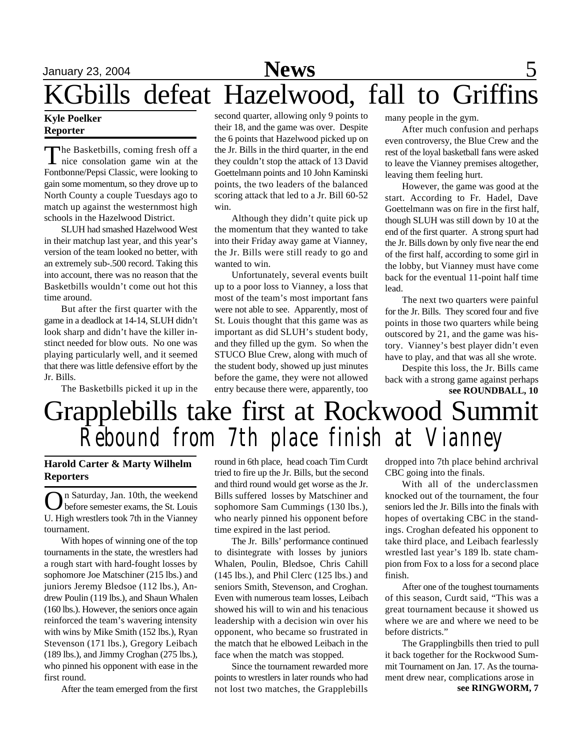# KGbills defeat Hazelwood, fall to Griffins

**Kyle Poelker**
**Reporter**

The Basketbills, coming fresh off a nice consolation game win at the Fontbonne/Pepsi Classic, were looking to gain some momentum, so they drove up to North County a couple Tuesdays ago to match up against the westernmost high schools in the Hazelwood District.

SLUH had smashed Hazelwood West in their matchup last year, and this year's version of the team looked no better, with an extremely sub-.500 record. Taking this into account, there was no reason that the Basketbills wouldn't come out hot this time around.

But after the first quarter with the game in a deadlock at 14-14, SLUH didn't look sharp and didn't have the killer instinct needed for blow outs. No one was playing particularly well, and it seemed that there was little defensive effort by the Jr. Bills.

The Basketbills picked it up in the second quarter, allowing only 9 points to their 18, and the game was over. Despite the 6 points that Hazelwood picked up on the Jr. Bills in the third quarter, in the end they couldn't stop the attack of 13 David Goettelmann points and 10 John Kaminski points, the two leaders of the balanced scoring attack that led to a Jr. Bill 60-52 win.

Although they didn't quite pick up the momentum that they wanted to take into their Friday away game at Vianney, the Jr. Bills were still ready to go and wanted to win.

Unfortunately, several events built up to a poor loss to Vianney, a loss that most of the team's most important fans were not able to see. Apparently, most of St. Louis thought that this game was as important as did SLUH's student body, and they filled up the gym. So when the STUCO Blue Crew, along with much of the student body, showed up just minutes before the game, they were not allowed entry because there were, apparently, too many people in the gym.

After much confusion and perhaps even controversy, the Blue Crew and the rest of the loyal basketball fans were asked to leave the Vianney premises altogether, leaving them feeling hurt.

However, the game was good at the start. According to Fr. Hadel, Dave Goettelmann was on fire in the first half, though SLUH was still down by 10 at the end of the first quarter. A strong spurt had the Jr. Bills down by only five near the end of the first half, according to some girl in the lobby, but Vianney must have come back for the eventual 11-point half time lead.

The next two quarters were painful for the Jr. Bills. They scored four and five points in those two quarters while being outscored by 21, and the game was history. Vianney's best player didn't even have to play, and that was all she wrote.

Despite this loss, the Jr. Bills came back with a strong game against perhaps

**see ROUNDBALL, 10**

# Grapplebills take first at Rockwood Summit

## *Rebound from 7th place finish at Vianney*

**Harold Carter & Marty Wilhelm**
**Reporters**

On Saturday, Jan. 10th, the weekend before semester exams, the St. Louis U. High wrestlers took 7th in the Vianney tournament.

With hopes of winning one of the top tournaments in the state, the wrestlers had a rough start with hard-fought losses by sophomore Joe Matschiner (215 lbs.) and juniors Jeremy Bledsoe (112 lbs.), Andrew Poulin (119 lbs.), and Shaun Whalen (160 lbs.). However, the seniors once again reinforced the team's wavering intensity with wins by Mike Smith (152 lbs.), Ryan Stevenson (171 lbs.), Gregory Leibach (189 lbs.), and Jimmy Croghan (275 lbs.), who pinned his opponent with ease in the first round.

After the team emerged from the first round in 6th place, head coach Tim Curdt tried to fire up the Jr. Bills, but the second and third round would get worse as the Jr. Bills suffered losses by Matschiner and sophomore Sam Cummings (130 lbs.), who nearly pinned his opponent before time expired in the last period.

The Jr. Bills' performance continued to disintegrate with losses by juniors Whalen, Poulin, Bledsoe, Chris Cahill (145 lbs.), and Phil Clerc (125 lbs.) and seniors Smith, Stevenson, and Croghan. Even with numerous team losses, Leibach showed his will to win and his tenacious leadership with a decision win over his opponent, who became so frustrated in the match that he elbowed Leibach in the face when the match was stopped.

Since the tournament rewarded more points to wrestlers in later rounds who had not lost two matches, the Grapplebills dropped into 7th place behind archrival CBC going into the finals.

With all of the underclassmen knocked out of the tournament, the four seniors led the Jr. Bills into the finals with hopes of overtaking CBC in the standings. Croghan defeated his opponent to take third place, and Leibach fearlessly wrestled last year's 189 lb. state champion from Fox to a loss for a second place finish.

After one of the toughest tournaments of this season, Curdt said, "This was a great tournament because it showed us where we are and where we need to be before districts."

The Grapplingbills then tried to pull it back together for the Rockwood Summit Tournament on Jan. 17. As the tournament drew near, complications arose in

**see RINGWORM, 7**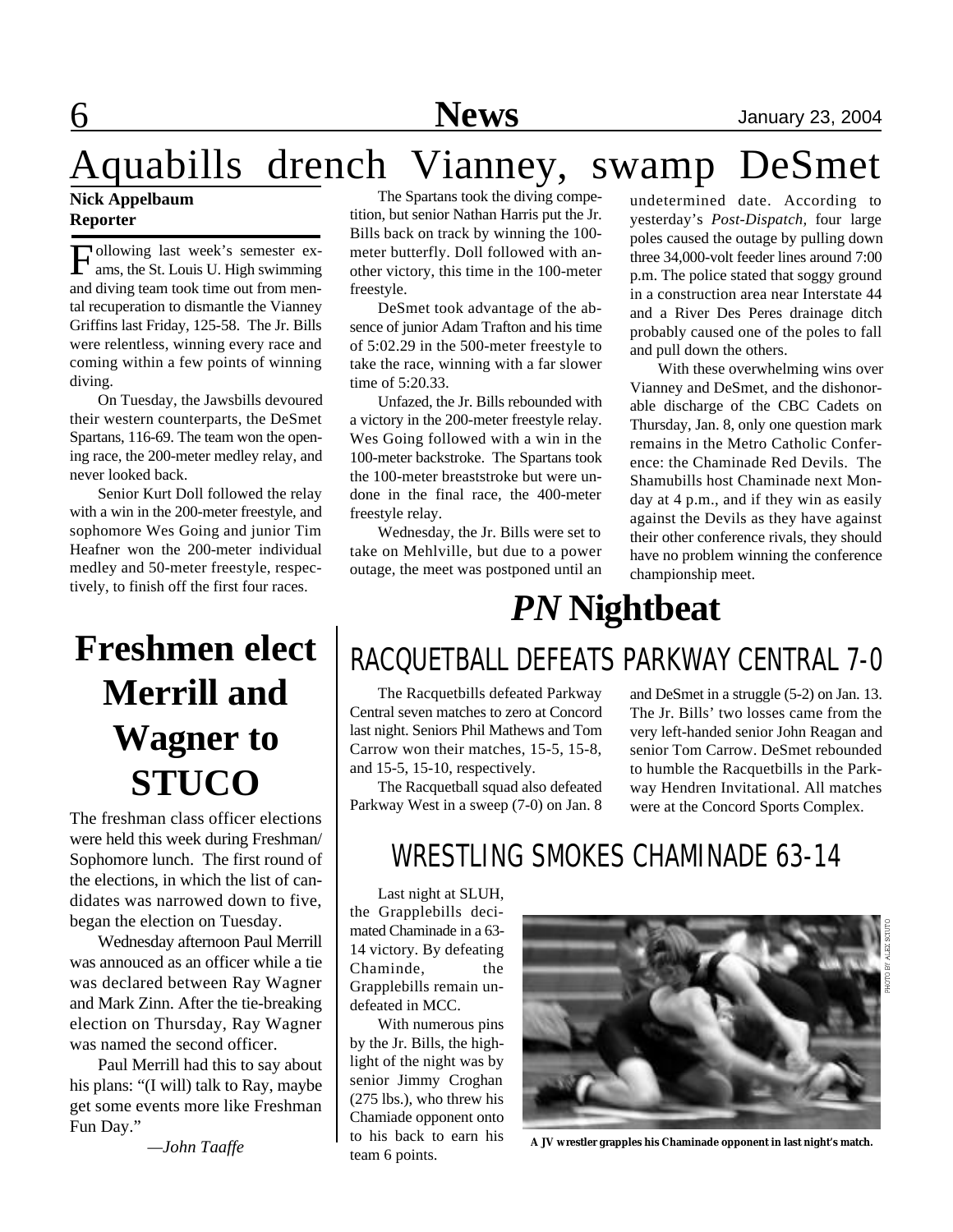# Aquabills drench Vianney, swamp DeSmet

**Nick Appelbaum**
**Reporter**

Following last week's semester exams, the St. Louis U. High swimming and diving team took time out from mental recuperation to dismantle the Vianney Griffins last Friday, 125-58. The Jr. Bills were relentless, winning every race and coming within a few points of winning diving.

On Tuesday, the Jawsbills devoured their western counterparts, the DeSmet Spartans, 116-69. The team won the opening race, the 200-meter medley relay, and never looked back.

Senior Kurt Doll followed the relay with a win in the 200-meter freestyle, and sophomore Wes Going and junior Tim Heafner won the 200-meter individual medley and 50-meter freestyle, respectively, to finish off the first four races.

The Spartans took the diving competition, but senior Nathan Harris put the Jr. Bills back on track by winning the 100-meter butterfly. Doll followed with another victory, this time in the 100-meter freestyle.

DeSmet took advantage of the absence of junior Adam Trafton and his time of 5:02.29 in the 500-meter freestyle to take the race, winning with a far slower time of 5:20.33.

Unfazed, the Jr. Bills rebounded with a victory in the 200-meter freestyle relay. Wes Going followed with a win in the 100-meter backstroke. The Spartans took the 100-meter breaststroke but were undone in the final race, the 400-meter freestyle relay.

Wednesday, the Jr. Bills were set to take on Mehlville, but due to a power outage, the meet was postponed until an undetermined date. According to yesterday's *Post-Dispatch*, four large poles caused the outage by pulling down three 34,000-volt feeder lines around 7:00 p.m. The police stated that soggy ground in a construction area near Interstate 44 and a River Des Peres drainage ditch probably caused one of the poles to fall and pull down the others.

With these overwhelming wins over Vianney and DeSmet, and the dishonorable discharge of the CBC Cadets on Thursday, Jan. 8, only one question mark remains in the Metro Catholic Conference: the Chaminade Red Devils. The Shamubills host Chaminade next Monday at 4 p.m., and if they win as easily against the Devils as they have against their other conference rivals, they should have no problem winning the conference championship meet.

# Freshmen elect Merrill and Wagner to STUCO

The freshman class officer elections were held this week during Freshman/Sophomore lunch. The first round of the elections, in which the list of candidates was narrowed down to five, began the election on Tuesday.

Wednesday afternoon Paul Merrill was annouced as an officer while a tie was declared between Ray Wagner and Mark Zinn. After the tie-breaking election on Thursday, Ray Wagner was named the second officer.

Paul Merrill had this to say about his plans: "(I will) talk to Ray, maybe get some events more like Freshman Fun Day."

*—John Taaffe*

# *PN* Nightbeat

## RACQUETBALL DEFEATS PARKWAY CENTRAL 7-0

The Racquetbills defeated Parkway Central seven matches to zero at Concord last night. Seniors Phil Mathews and Tom Carrow won their matches, 15-5, 15-8, and 15-5, 15-10, respectively.

The Racquetball squad also defeated Parkway West in a sweep (7-0) on Jan. 8 and DeSmet in a struggle (5-2) on Jan. 13. The Jr. Bills' two losses came from the very left-handed senior John Reagan and senior Tom Carrow. DeSmet rebounded to humble the Racquetbills in the Parkway Hendren Invitational. All matches were at the Concord Sports Complex.

## WRESTLING SMOKES CHAMINADE 63-14

Last night at SLUH, the Grapplebills decimated Chaminade in a 63-14 victory. By defeating Chaminde, the Grapplebills remain undefeated in MCC.

With numerous pins by the Jr. Bills, the highlight of the night was by senior Jimmy Croghan (275 lbs.), who threw his Chamiade opponent onto to his back to earn his team 6 points.

PHOTO BY ALEX SCIUTO

**A JV wrestler grapples his Chaminade opponent in last night's match.**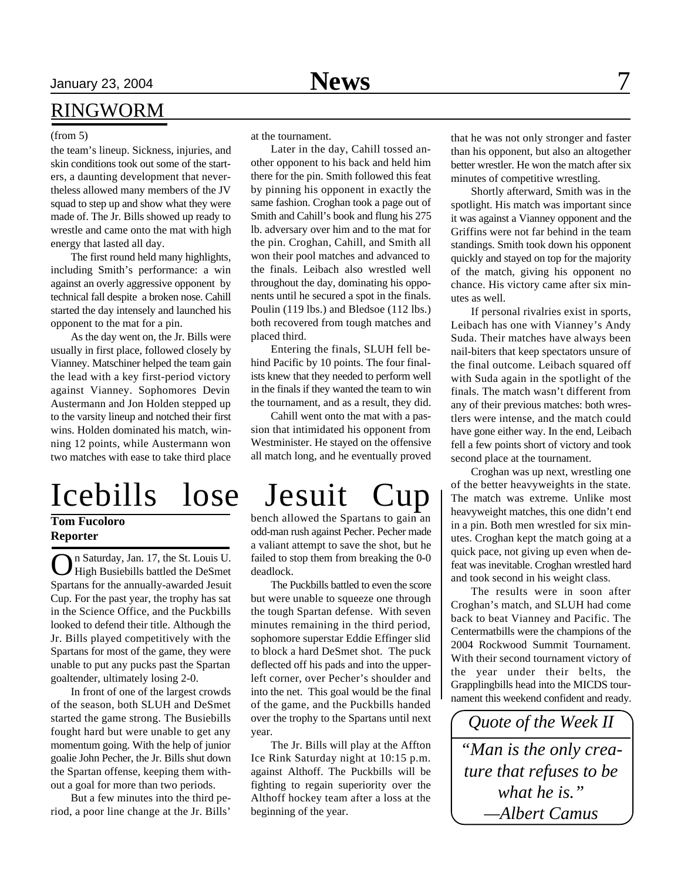## RINGWORM

(from 5)

the team's lineup. Sickness, injuries, and skin conditions took out some of the starters, a daunting development that nevertheless allowed many members of the JV squad to step up and show what they were made of. The Jr. Bills showed up ready to wrestle and came onto the mat with high energy that lasted all day.

The first round held many highlights, including Smith's performance: a win against an overly aggressive opponent by technical fall despite a broken nose. Cahill started the day intensely and launched his opponent to the mat for a pin.

As the day went on, the Jr. Bills were usually in first place, followed closely by Vianney. Matschiner helped the team gain the lead with a key first-period victory against Vianney. Sophomores Devin Austermann and Jon Holden stepped up to the varsity lineup and notched their first wins. Holden dominated his match, winning 12 points, while Austermann won two matches with ease to take third place at the tournament.

Later in the day, Cahill tossed another opponent to his back and held him there for the pin. Smith followed this feat by pinning his opponent in exactly the same fashion. Croghan took a page out of Smith and Cahill's book and flung his 275 lb. adversary over him and to the mat for the pin. Croghan, Cahill, and Smith all won their pool matches and advanced to the finals. Leibach also wrestled well throughout the day, dominating his opponents until he secured a spot in the finals. Poulin (119 lbs.) and Bledsoe (112 lbs.) both recovered from tough matches and placed third.

Entering the finals, SLUH fell behind Pacific by 10 points. The four finalists knew that they needed to perform well in the finals if they wanted the team to win the tournament, and as a result, they did.

Cahill went onto the mat with a passion that intimidated his opponent from Westminister. He stayed on the offensive all match long, and he eventually proved that he was not only stronger and faster than his opponent, but also an altogether better wrestler. He won the match after six minutes of competitive wrestling.

Shortly afterward, Smith was in the spotlight. His match was important since it was against a Vianney opponent and the Griffins were not far behind in the team standings. Smith took down his opponent quickly and stayed on top for the majority of the match, giving his opponent no chance. His victory came after six minutes as well.

If personal rivalries exist in sports, Leibach has one with Vianney's Andy Suda. Their matches have always been nail-biters that keep spectators unsure of the final outcome. Leibach squared off with Suda again in the spotlight of the finals. The match wasn't different from any of their previous matches: both wrestlers were intense, and the match could have gone either way. In the end, Leibach fell a few points short of victory and took second place at the tournament.

Croghan was up next, wrestling one of the better heavyweights in the state. The match was extreme. Unlike most heavyweight matches, this one didn't end in a pin. Both men wrestled for six minutes. Croghan kept the match going at a quick pace, not giving up even when defeat was inevitable. Croghan wrestled hard and took second in his weight class.

The results were in soon after Croghan's match, and SLUH had come back to beat Vianney and Pacific. The Centermatbills were the champions of the 2004 Rockwood Summit Tournament. With their second tournament victory of the year under their belts, the Grapplingbills head into the MICDS tournament this weekend confident and ready.

# Icebills lose Jesuit Cup

**Tom Fucoloro**
**Reporter**

On Saturday, Jan. 17, the St. Louis U. High Busiebills battled the DeSmet Spartans for the annually-awarded Jesuit Cup. For the past year, the trophy has sat in the Science Office, and the Puckbills looked to defend their title. Although the Jr. Bills played competitively with the Spartans for most of the game, they were unable to put any pucks past the Spartan goaltender, ultimately losing 2-0.

In front of one of the largest crowds of the season, both SLUH and DeSmet started the game strong. The Busiebills fought hard but were unable to get any momentum going. With the help of junior goalie John Pecher, the Jr. Bills shut down the Spartan offense, keeping them without a goal for more than two periods.

But a few minutes into the third period, a poor line change at the Jr. Bills' bench allowed the Spartans to gain an odd-man rush against Pecher. Pecher made a valiant attempt to save the shot, but he failed to stop them from breaking the 0-0 deadlock.

The Puckbills battled to even the score but were unable to squeeze one through the tough Spartan defense. With seven minutes remaining in the third period, sophomore superstar Eddie Effinger slid to block a hard DeSmet shot. The puck deflected off his pads and into the upper-left corner, over Pecher's shoulder and into the net. This goal would be the final of the game, and the Puckbills handed over the trophy to the Spartans until next year.

The Jr. Bills will play at the Affton Ice Rink Saturday night at 10:15 p.m. against Althoff. The Puckbills will be fighting to regain superiority over the Althoff hockey team after a loss at the beginning of the year.

*Quote of the Week II*

*"Man is the only creature that refuses to be what he is."*
*—Albert Camus*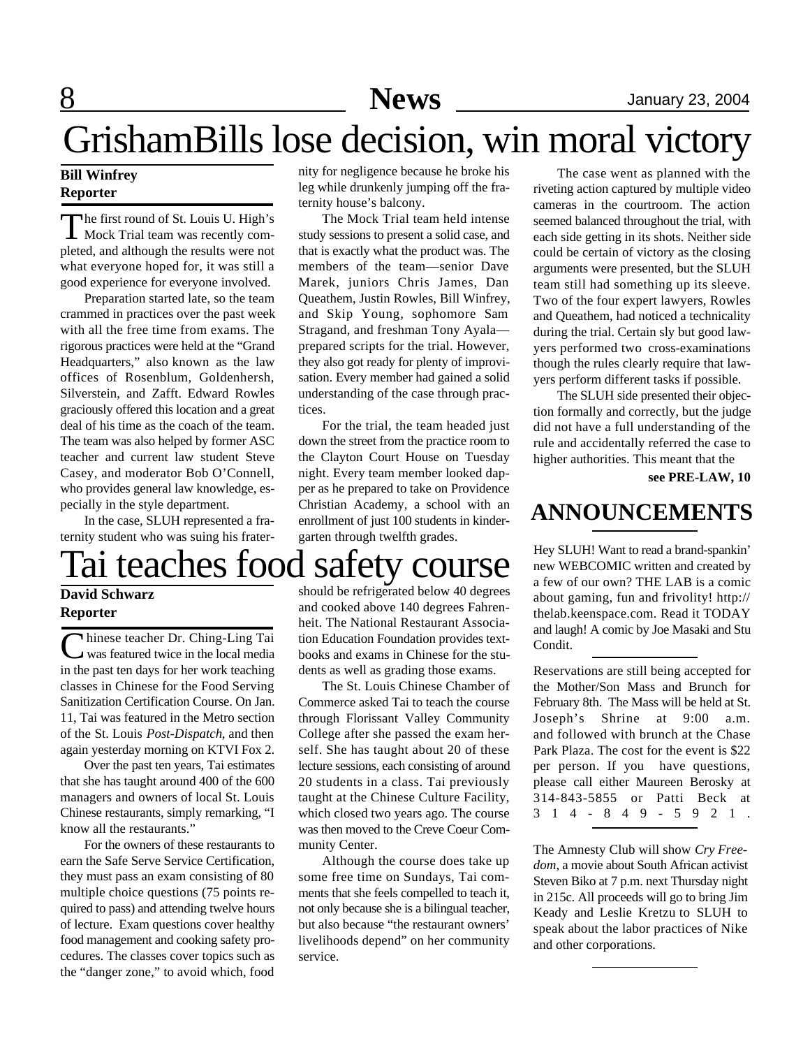# GrishamBills lose decision, win moral victory

**Bill Winfrey**
**Reporter**

The first round of St. Louis U. High's Mock Trial team was recently completed, and although the results were not what everyone hoped for, it was still a good experience for everyone involved.

Preparation started late, so the team crammed in practices over the past week with all the free time from exams. The rigorous practices were held at the "Grand Headquarters," also known as the law offices of Rosenblum, Goldenhersh, Silverstein, and Zafft. Edward Rowles graciously offered this location and a great deal of his time as the coach of the team. The team was also helped by former ASC teacher and current law student Steve Casey, and moderator Bob O'Connell, who provides general law knowledge, especially in the style department.

In the case, SLUH represented a fraternity student who was suing his fraternity for negligence because he broke his leg while drunkenly jumping off the fraternity house's balcony.

The Mock Trial team held intense study sessions to present a solid case, and that is exactly what the product was. The members of the team—senior Dave Marek, juniors Chris James, Dan Queathem, Justin Rowles, Bill Winfrey, and Skip Young, sophomore Sam Stragand, and freshman Tony Ayala—prepared scripts for the trial. However, they also got ready for plenty of improvisation. Every member had gained a solid understanding of the case through practices.

For the trial, the team headed just down the street from the practice room to the Clayton Court House on Tuesday night. Every team member looked dapper as he prepared to take on Providence Christian Academy, a school with an enrollment of just 100 students in kindergarten through twelfth grades.

The case went as planned with the riveting action captured by multiple video cameras in the courtroom. The action seemed balanced throughout the trial, with each side getting in its shots. Neither side could be certain of victory as the closing arguments were presented, but the SLUH team still had something up its sleeve. Two of the four expert lawyers, Rowles and Queathem, had noticed a technicality during the trial. Certain sly but good lawyers performed two cross-examinations though the rules clearly require that lawyers perform different tasks if possible.

The SLUH side presented their objection formally and correctly, but the judge did not have a full understanding of the rule and accidentally referred the case to higher authorities. This meant that the

**see PRE-LAW, 10**

# Tai teaches food safety course

**David Schwarz**
**Reporter**

Chinese teacher Dr. Ching-Ling Tai was featured twice in the local media in the past ten days for her work teaching classes in Chinese for the Food Serving Sanitization Certification Course. On Jan. 11, Tai was featured in the Metro section of the St. Louis *Post-Dispatch*, and then again yesterday morning on KTVI Fox 2.

Over the past ten years, Tai estimates that she has taught around 400 of the 600 managers and owners of local St. Louis Chinese restaurants, simply remarking, "I know all the restaurants."

For the owners of these restaurants to earn the Safe Serve Service Certification, they must pass an exam consisting of 80 multiple choice questions (75 points required to pass) and attending twelve hours of lecture. Exam questions cover healthy food management and cooking safety procedures. The classes cover topics such as the "danger zone," to avoid which, food should be refrigerated below 40 degrees and cooked above 140 degrees Fahrenheit. The National Restaurant Association Education Foundation provides textbooks and exams in Chinese for the students as well as grading those exams.

The St. Louis Chinese Chamber of Commerce asked Tai to teach the course through Florissant Valley Community College after she passed the exam herself. She has taught about 20 of these lecture sessions, each consisting of around 20 students in a class. Tai previously taught at the Chinese Culture Facility, which closed two years ago. The course was then moved to the Creve Coeur Community Center.

Although the course does take up some free time on Sundays, Tai comments that she feels compelled to teach it, not only because she is a bilingual teacher, but also because "the restaurant owners' livelihoods depend" on her community service.

## ANNOUNCEMENTS

Hey SLUH! Want to read a brand-spankin' new WEBCOMIC written and created by a few of our own? THE LAB is a comic about gaming, fun and frivolity! http://thelab.keenspace.com. Read it TODAY and laugh! A comic by Joe Masaki and Stu Condit.

Reservations are still being accepted for the Mother/Son Mass and Brunch for February 8th. The Mass will be held at St. Joseph's Shrine at 9:00 a.m. and followed with brunch at the Chase Park Plaza. The cost for the event is $22 per person. If you have questions, please call either Maureen Berosky at 314-843-5855 or Patti Beck at 314-849-5921.

The Amnesty Club will show *Cry Freedom*, a movie about South African activist Steven Biko at 7 p.m. next Thursday night in 215c. All proceeds will go to bring Jim Keady and Leslie Kretzu to SLUH to speak about the labor practices of Nike and other corporations.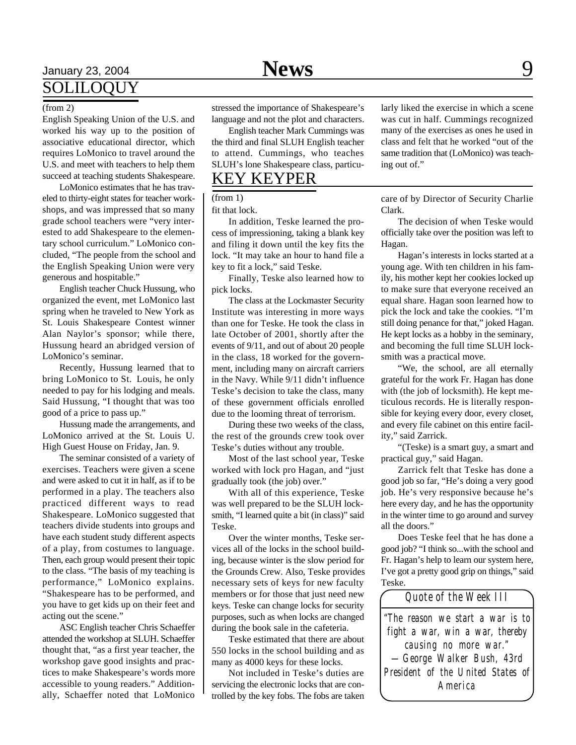## SOLILOQUY

(from 2)

English Speaking Union of the U.S. and worked his way up to the position of associative educational director, which requires LoMonico to travel around the U.S. and meet with teachers to help them succeed at teaching students Shakespeare.

LoMonico estimates that he has traveled to thirty-eight states for teacher workshops, and was impressed that so many grade school teachers were "very interested to add Shakespeare to the elementary school curriculum." LoMonico concluded, "The people from the school and the English Speaking Union were very generous and hospitable."

English teacher Chuck Hussung, who organized the event, met LoMonico last spring when he traveled to New York as St. Louis Shakespeare Contest winner Alan Naylor's sponsor; while there, Hussung heard an abridged version of LoMonico's seminar.

Recently, Hussung learned that to bring LoMonico to St. Louis, he only needed to pay for his lodging and meals. Said Hussung, "I thought that was too good of a price to pass up."

Hussung made the arrangements, and LoMonico arrived at the St. Louis U. High Guest House on Friday, Jan. 9.

The seminar consisted of a variety of exercises. Teachers were given a scene and were asked to cut it in half, as if to be performed in a play. The teachers also practiced different ways to read Shakespeare. LoMonico suggested that teachers divide students into groups and have each student study different aspects of a play, from costumes to language. Then, each group would present their topic to the class. "The basis of my teaching is performance," LoMonico explains. "Shakespeare has to be performed, and you have to get kids up on their feet and acting out the scene."

ASC English teacher Chris Schaeffer attended the workshop at SLUH. Schaeffer thought that, "as a first year teacher, the workshop gave good insights and practices to make Shakespeare's words more accessible to young readers." Additionally, Schaeffer noted that LoMonico stressed the importance of Shakespeare's language and not the plot and characters.

English teacher Mark Cummings was the third and final SLUH English teacher to attend. Cummings, who teaches SLUH's lone Shakespeare class, particularly liked the exercise in which a scene was cut in half. Cummings recognized many of the exercises as ones he used in class and felt that he worked "out of the same tradition that (LoMonico) was teaching out of."

## KEY KEYPER

(from 1)

fit that lock.

In addition, Teske learned the process of impressioning, taking a blank key and filing it down until the key fits the lock. "It may take an hour to hand file a key to fit a lock," said Teske.

Finally, Teske also learned how to pick locks.

The class at the Lockmaster Security Institute was interesting in more ways than one for Teske. He took the class in late October of 2001, shortly after the events of 9/11, and out of about 20 people in the class, 18 worked for the government, including many on aircraft carriers in the Navy. While 9/11 didn't influence Teske's decision to take the class, many of these government officials enrolled due to the looming threat of terrorism.

During these two weeks of the class, the rest of the grounds crew took over Teske's duties without any trouble.

Most of the last school year, Teske worked with lock pro Hagan, and "just gradually took (the job) over."

With all of this experience, Teske was well prepared to be the SLUH locksmith, "I learned quite a bit (in class)" said Teske.

Over the winter months, Teske services all of the locks in the school building, because winter is the slow period for the Grounds Crew. Also, Teske provides necessary sets of keys for new faculty members or for those that just need new keys. Teske can change locks for security purposes, such as when locks are changed during the book sale in the cafeteria.

Teske estimated that there are about 550 locks in the school building and as many as 4000 keys for these locks.

Not included in Teske's duties are servicing the electronic locks that are controlled by the key fobs. The fobs are taken care of by Director of Security Charlie Clark.

The decision of when Teske would officially take over the position was left to Hagan.

Hagan's interests in locks started at a young age. With ten children in his family, his mother kept her cookies locked up to make sure that everyone received an equal share. Hagan soon learned how to pick the lock and take the cookies. "I'm still doing penance for that," joked Hagan. He kept locks as a hobby in the seminary, and becoming the full time SLUH locksmith was a practical move.

"We, the school, are all eternally grateful for the work Fr. Hagan has done with (the job of locksmith). He kept meticulous records. He is literally responsible for keying every door, every closet, and every file cabinet on this entire facility," said Zarrick.

"(Teske) is a smart guy, a smart and practical guy," said Hagan.

Zarrick felt that Teske has done a good job so far, "He's doing a very good job. He's very responsive because he's here every day, and he has the opportunity in the winter time to go around and survey all the doors."

Does Teske feel that he has done a good job? "I think so...with the school and Fr. Hagan's help to learn our system here, I've got a pretty good grip on things," said Teske.

### Quote of the Week III

*"The reason we start a war is to fight a war, win a war, thereby causing no more war."*

—George Walker Bush, 43rd President of the United States of America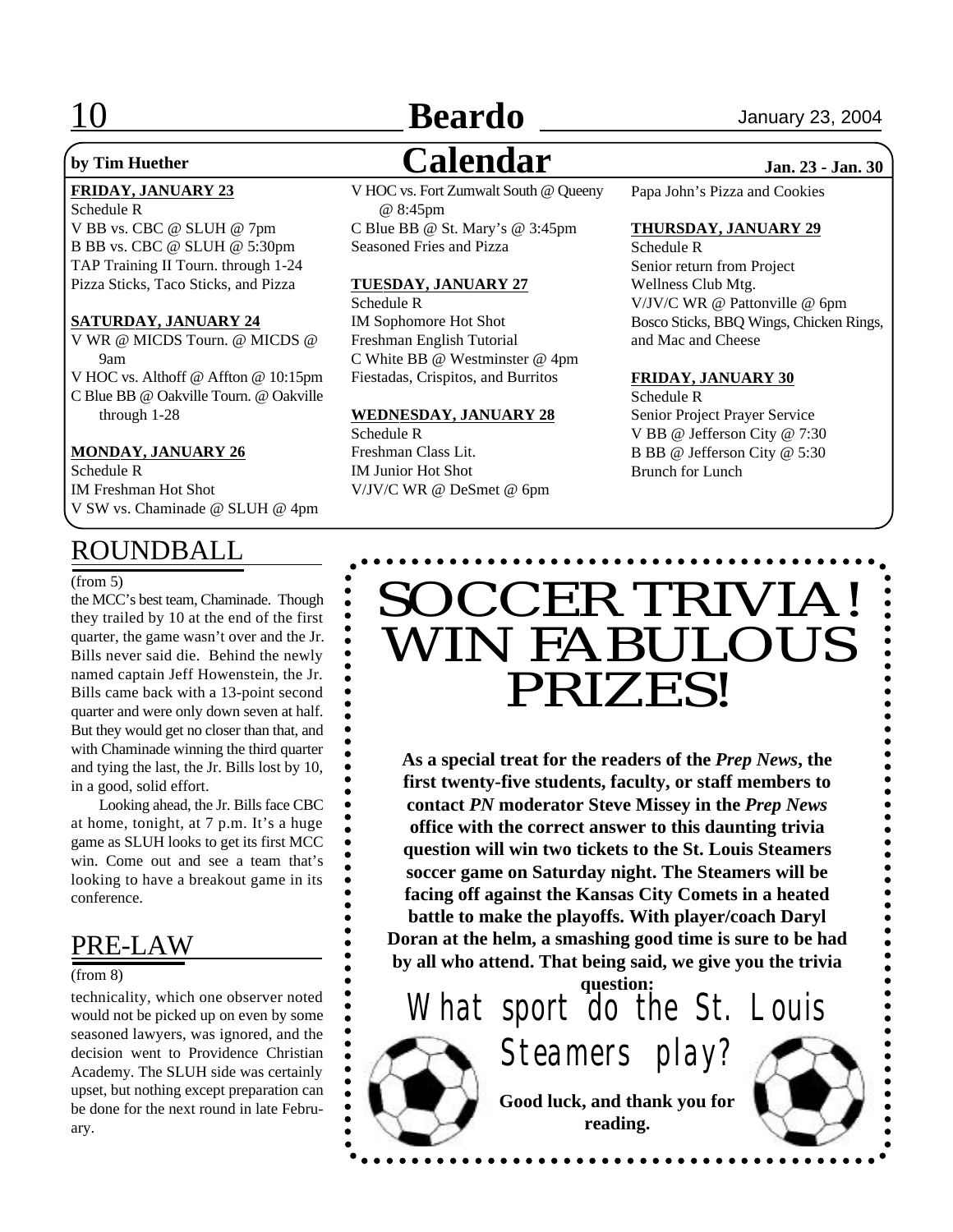# Calendar

**by Tim Huether** **Jan. 23 - Jan. 30**

**FRIDAY, JANUARY 23**
Schedule R
V BB vs. CBC @ SLUH @ 7pm
B BB vs. CBC @ SLUH @ 5:30pm
TAP Training II Tourn. through 1-24
Pizza Sticks, Taco Sticks, and Pizza

**SATURDAY, JANUARY 24**
V WR @ MICDS Tourn. @ MICDS @ 9am
V HOC vs. Althoff @ Affton @ 10:15pm
C Blue BB @ Oakville Tourn. @ Oakville through 1-28

**MONDAY, JANUARY 26**
Schedule R
IM Freshman Hot Shot
V SW vs. Chaminade @ SLUH @ 4pm
V HOC vs. Fort Zumwalt South @ Queeny @ 8:45pm
C Blue BB @ St. Mary's @ 3:45pm
Seasoned Fries and Pizza

**TUESDAY, JANUARY 27**
Schedule R
IM Sophomore Hot Shot
Freshman English Tutorial
C White BB @ Westminster @ 4pm
Fiestadas, Crispitos, and Burritos

**WEDNESDAY, JANUARY 28**
Schedule R
Freshman Class Lit.
IM Junior Hot Shot
V/JV/C WR @ DeSmet @ 6pm
Papa John's Pizza and Cookies

**THURSDAY, JANUARY 29**
Schedule R
Senior return from Project
Wellness Club Mtg.
V/JV/C WR @ Pattonville @ 6pm
Bosco Sticks, BBQ Wings, Chicken Rings, and Mac and Cheese

**FRIDAY, JANUARY 30**
Schedule R
Senior Project Prayer Service
V BB @ Jefferson City @ 7:30
B BB @ Jefferson City @ 5:30
Brunch for Lunch

## ROUNDBALL

(from 5)

the MCC's best team, Chaminade. Though they trailed by 10 at the end of the first quarter, the game wasn't over and the Jr. Bills never said die. Behind the newly named captain Jeff Howenstein, the Jr. Bills came back with a 13-point second quarter and were only down seven at half. But they would get no closer than that, and with Chaminade winning the third quarter and tying the last, the Jr. Bills lost by 10, in a good, solid effort.

Looking ahead, the Jr. Bills face CBC at home, tonight, at 7 p.m. It's a huge game as SLUH looks to get its first MCC win. Come out and see a team that's looking to have a breakout game in its conference.

## PRE-LAW

(from 8)

technicality, which one observer noted would not be picked up on even by some seasoned lawyers, was ignored, and the decision went to Providence Christian Academy. The SLUH side was certainly upset, but nothing except preparation can be done for the next round in late February.

## SOCCER TRIVIA! WIN FABULOUS PRIZES!

**As a special treat for the readers of the *Prep News*, the first twenty-five students, faculty, or staff members to contact *PN* moderator Steve Missey in the *Prep News* office with the correct answer to this daunting trivia question will win two tickets to the St. Louis Steamers soccer game on Saturday night. The Steamers will be facing off against the Kansas City Comets in a heated battle to make the playoffs. With player/coach Daryl Doran at the helm, a smashing good time is sure to be had by all who attend. That being said, we give you the trivia question:**

What sport do the St. Louis Steamers play?

**Good luck, and thank you for reading.**